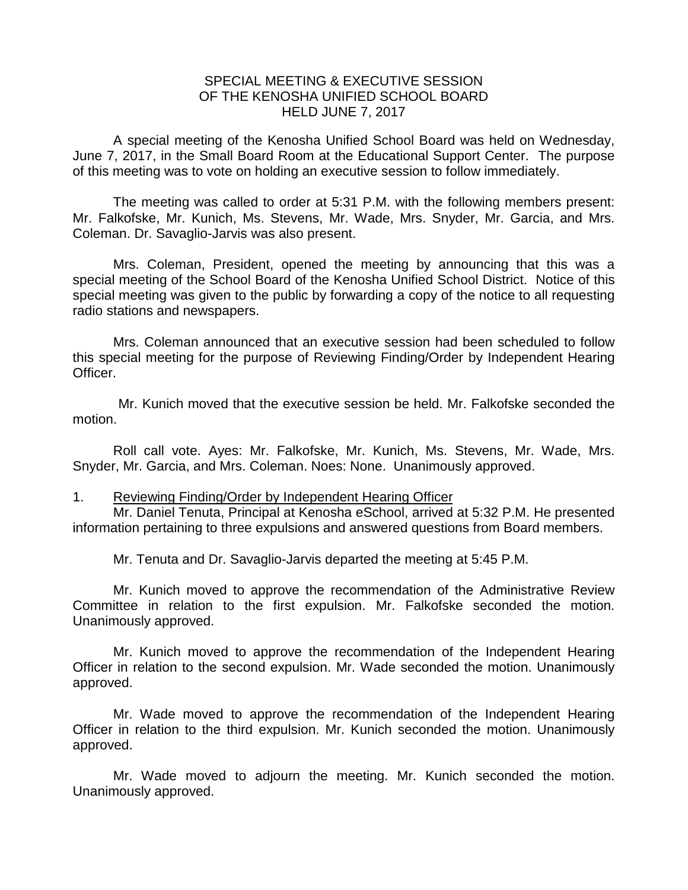# SPECIAL MEETING & EXECUTIVE SESSION OF THE KENOSHA UNIFIED SCHOOL BOARD HELD JUNE 7, 2017

A special meeting of the Kenosha Unified School Board was held on Wednesday, June 7, 2017, in the Small Board Room at the Educational Support Center. The purpose of this meeting was to vote on holding an executive session to follow immediately.

The meeting was called to order at 5:31 P.M. with the following members present: Mr. Falkofske, Mr. Kunich, Ms. Stevens, Mr. Wade, Mrs. Snyder, Mr. Garcia, and Mrs. Coleman. Dr. Savaglio-Jarvis was also present.

Mrs. Coleman, President, opened the meeting by announcing that this was a special meeting of the School Board of the Kenosha Unified School District. Notice of this special meeting was given to the public by forwarding a copy of the notice to all requesting radio stations and newspapers.

Mrs. Coleman announced that an executive session had been scheduled to follow this special meeting for the purpose of Reviewing Finding/Order by Independent Hearing Officer.

Mr. Kunich moved that the executive session be held. Mr. Falkofske seconded the motion.

Roll call vote. Ayes: Mr. Falkofske, Mr. Kunich, Ms. Stevens, Mr. Wade, Mrs. Snyder, Mr. Garcia, and Mrs. Coleman. Noes: None. Unanimously approved.

1. Reviewing Finding/Order by Independent Hearing Officer

Mr. Daniel Tenuta, Principal at Kenosha eSchool, arrived at 5:32 P.M. He presented information pertaining to three expulsions and answered questions from Board members.

Mr. Tenuta and Dr. Savaglio-Jarvis departed the meeting at 5:45 P.M.

Mr. Kunich moved to approve the recommendation of the Administrative Review Committee in relation to the first expulsion. Mr. Falkofske seconded the motion. Unanimously approved.

Mr. Kunich moved to approve the recommendation of the Independent Hearing Officer in relation to the second expulsion. Mr. Wade seconded the motion. Unanimously approved.

Mr. Wade moved to approve the recommendation of the Independent Hearing Officer in relation to the third expulsion. Mr. Kunich seconded the motion. Unanimously approved.

Mr. Wade moved to adjourn the meeting. Mr. Kunich seconded the motion. Unanimously approved.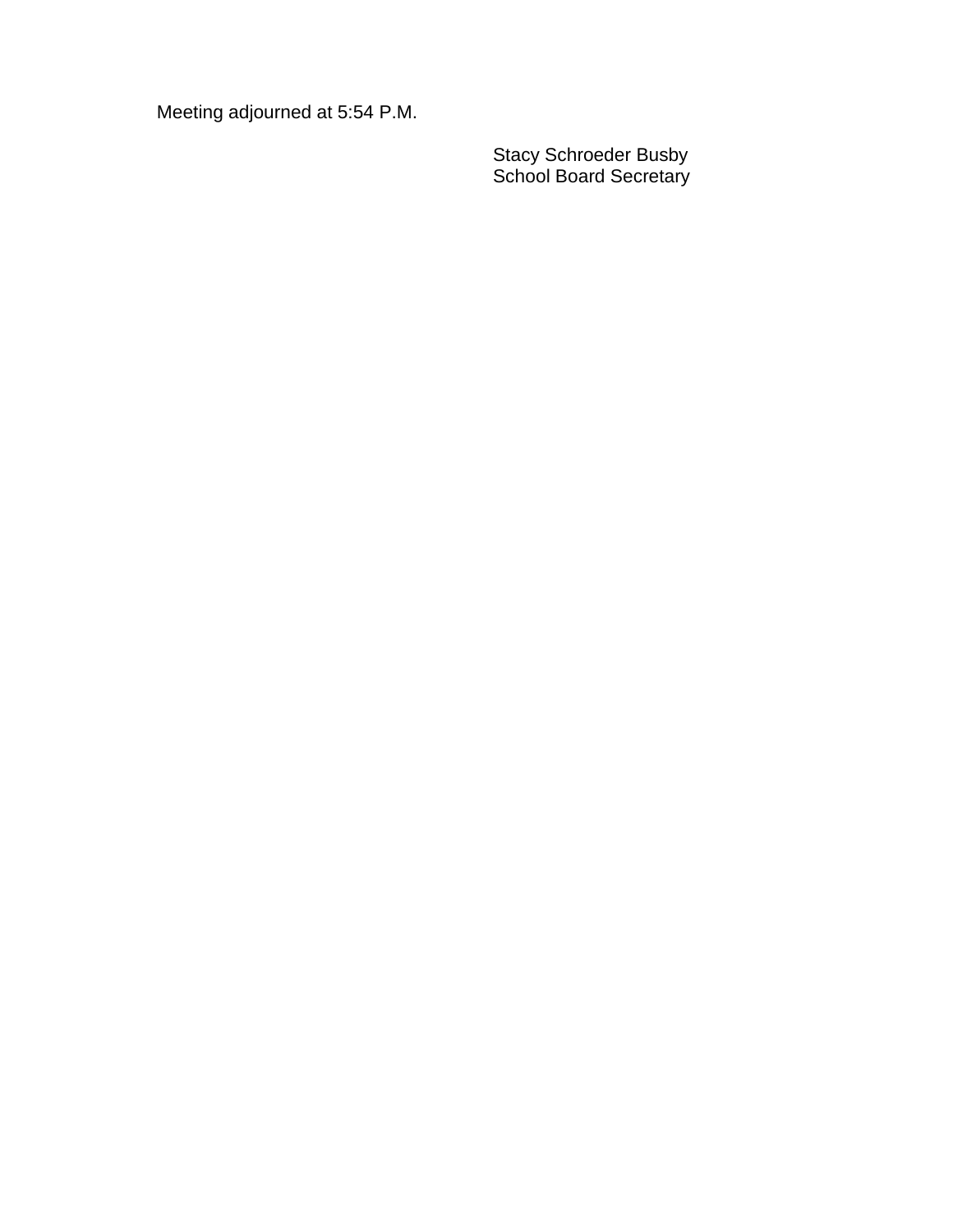Meeting adjourned at 5:54 P.M.

Stacy Schroeder Busby
School Board Secretary